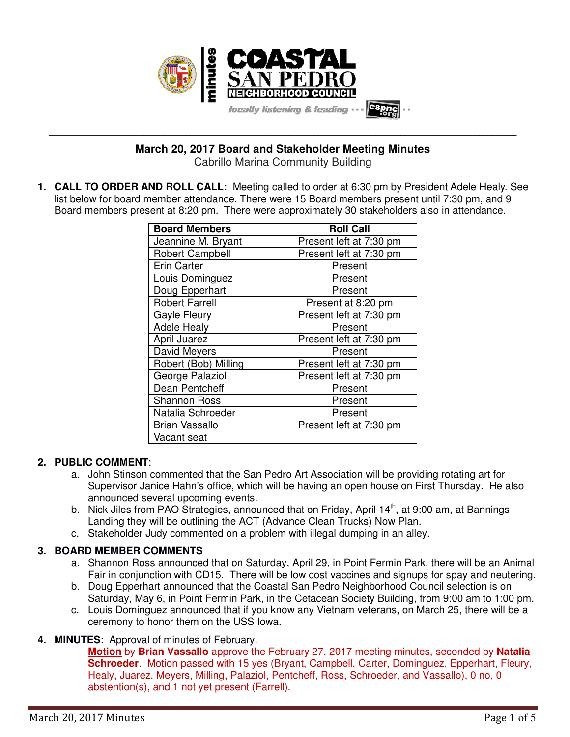**COASTAL SAN PEDRO NEIGHBORHOOD COUNCIL**

minutes

locally listening & leading ··· cspnc.org

# March 20, 2017 Board and Stakeholder Meeting Minutes

Cabrillo Marina Community Building

1. **CALL TO ORDER AND ROLL CALL:** Meeting called to order at 6:30 pm by President Adele Healy. See list below for board member attendance. There were 15 Board members present until 7:30 pm, and 9 Board members present at 8:20 pm. There were approximately 30 stakeholders also in attendance.

| Board Members | Roll Call |
|---|---|
| Jeannine M. Bryant | Present left at 7:30 pm |
| Robert Campbell | Present left at 7:30 pm |
| Erin Carter | Present |
| Louis Dominguez | Present |
| Doug Epperhart | Present |
| Robert Farrell | Present at 8:20 pm |
| Gayle Fleury | Present left at 7:30 pm |
| Adele Healy | Present |
| April Juarez | Present left at 7:30 pm |
| David Meyers | Present |
| Robert (Bob) Milling | Present left at 7:30 pm |
| George Palaziol | Present left at 7:30 pm |
| Dean Pentcheff | Present |
| Shannon Ross | Present |
| Natalia Schroeder | Present |
| Brian Vassallo | Present left at 7:30 pm |
| Vacant seat | |

2. **PUBLIC COMMENT**:
   a. John Stinson commented that the San Pedro Art Association will be providing rotating art for Supervisor Janice Hahn's office, which will be having an open house on First Thursday. He also announced several upcoming events.
   b. Nick Jiles from PAO Strategies, announced that on Friday, April 14th, at 9:00 am, at Bannings Landing they will be outlining the ACT (Advance Clean Trucks) Now Plan.
   c. Stakeholder Judy commented on a problem with illegal dumping in an alley.

3. **BOARD MEMBER COMMENTS**
   a. Shannon Ross announced that on Saturday, April 29, in Point Fermin Park, there will be an Animal Fair in conjunction with CD15. There will be low cost vaccines and signups for spay and neutering.
   b. Doug Epperhart announced that the Coastal San Pedro Neighborhood Council selection is on Saturday, May 6, in Point Fermin Park, in the Cetacean Society Building, from 9:00 am to 1:00 pm.
   c. Louis Dominguez announced that if you know any Vietnam veterans, on March 25, there will be a ceremony to honor them on the USS Iowa.

4. **MINUTES**: Approval of minutes of February.

   **Motion** by **Brian Vassallo** approve the February 27, 2017 meeting minutes, seconded by **Natalia Schroeder**. Motion passed with 15 yes (Bryant, Campbell, Carter, Dominguez, Epperhart, Fleury, Healy, Juarez, Meyers, Milling, Palaziol, Pentcheff, Ross, Schroeder, and Vassallo), 0 no, 0 abstention(s), and 1 not yet present (Farrell).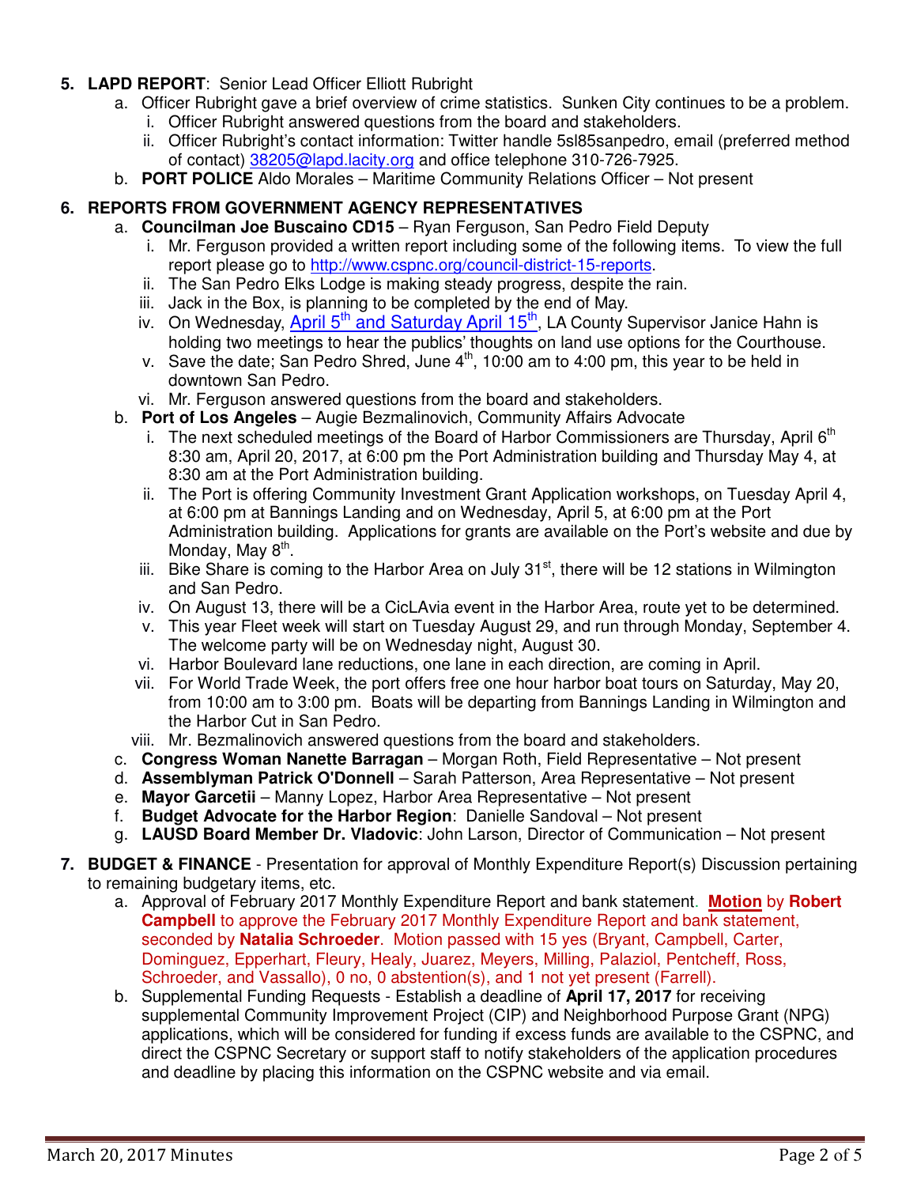5. **LAPD REPORT**: Senior Lead Officer Elliott Rubright
   a. Officer Rubright gave a brief overview of crime statistics. Sunken City continues to be a problem.
      i. Officer Rubright answered questions from the board and stakeholders.
      ii. Officer Rubright's contact information: Twitter handle 5sl85sanpedro, email (preferred method of contact) 38205@lapd.lacity.org and office telephone 310-726-7925.
   b. **PORT POLICE** Aldo Morales – Maritime Community Relations Officer – Not present

6. **REPORTS FROM GOVERNMENT AGENCY REPRESENTATIVES**
   a. **Councilman Joe Buscaino CD15** – Ryan Ferguson, San Pedro Field Deputy
      i. Mr. Ferguson provided a written report including some of the following items. To view the full report please go to http://www.cspnc.org/council-district-15-reports.
      ii. The San Pedro Elks Lodge is making steady progress, despite the rain.
      iii. Jack in the Box, is planning to be completed by the end of May.
      iv. On Wednesday, April 5th and Saturday April 15th, LA County Supervisor Janice Hahn is holding two meetings to hear the publics' thoughts on land use options for the Courthouse.
      v. Save the date; San Pedro Shred, June 4th, 10:00 am to 4:00 pm, this year to be held in downtown San Pedro.
      vi. Mr. Ferguson answered questions from the board and stakeholders.
   b. **Port of Los Angeles** – Augie Bezmalinovich, Community Affairs Advocate
      i. The next scheduled meetings of the Board of Harbor Commissioners are Thursday, April 6th 8:30 am, April 20, 2017, at 6:00 pm the Port Administration building and Thursday May 4, at 8:30 am at the Port Administration building.
      ii. The Port is offering Community Investment Grant Application workshops, on Tuesday April 4, at 6:00 pm at Bannings Landing and on Wednesday, April 5, at 6:00 pm at the Port Administration building. Applications for grants are available on the Port's website and due by Monday, May 8th.
      iii. Bike Share is coming to the Harbor Area on July 31st, there will be 12 stations in Wilmington and San Pedro.
      iv. On August 13, there will be a CicLAvia event in the Harbor Area, route yet to be determined.
      v. This year Fleet week will start on Tuesday August 29, and run through Monday, September 4. The welcome party will be on Wednesday night, August 30.
      vi. Harbor Boulevard lane reductions, one lane in each direction, are coming in April.
      vii. For World Trade Week, the port offers free one hour harbor boat tours on Saturday, May 20, from 10:00 am to 3:00 pm. Boats will be departing from Bannings Landing in Wilmington and the Harbor Cut in San Pedro.
      viii. Mr. Bezmalinovich answered questions from the board and stakeholders.
   c. **Congress Woman Nanette Barragan** – Morgan Roth, Field Representative – Not present
   d. **Assemblyman Patrick O'Donnell** – Sarah Patterson, Area Representative – Not present
   e. **Mayor Garcetii** – Manny Lopez, Harbor Area Representative – Not present
   f. **Budget Advocate for the Harbor Region**: Danielle Sandoval – Not present
   g. **LAUSD Board Member Dr. Vladovic**: John Larson, Director of Communication – Not present

7. **BUDGET & FINANCE** - Presentation for approval of Monthly Expenditure Report(s) Discussion pertaining to remaining budgetary items, etc.
   a. Approval of February 2017 Monthly Expenditure Report and bank statement. **Motion** by **Robert Campbell** to approve the February 2017 Monthly Expenditure Report and bank statement, seconded by **Natalia Schroeder**. Motion passed with 15 yes (Bryant, Campbell, Carter, Dominguez, Epperhart, Fleury, Healy, Juarez, Meyers, Milling, Palaziol, Pentcheff, Ross, Schroeder, and Vassallo), 0 no, 0 abstention(s), and 1 not yet present (Farrell).
   b. Supplemental Funding Requests - Establish a deadline of **April 17, 2017** for receiving supplemental Community Improvement Project (CIP) and Neighborhood Purpose Grant (NPG) applications, which will be considered for funding if excess funds are available to the CSPNC, and direct the CSPNC Secretary or support staff to notify stakeholders of the application procedures and deadline by placing this information on the CSPNC website and via email.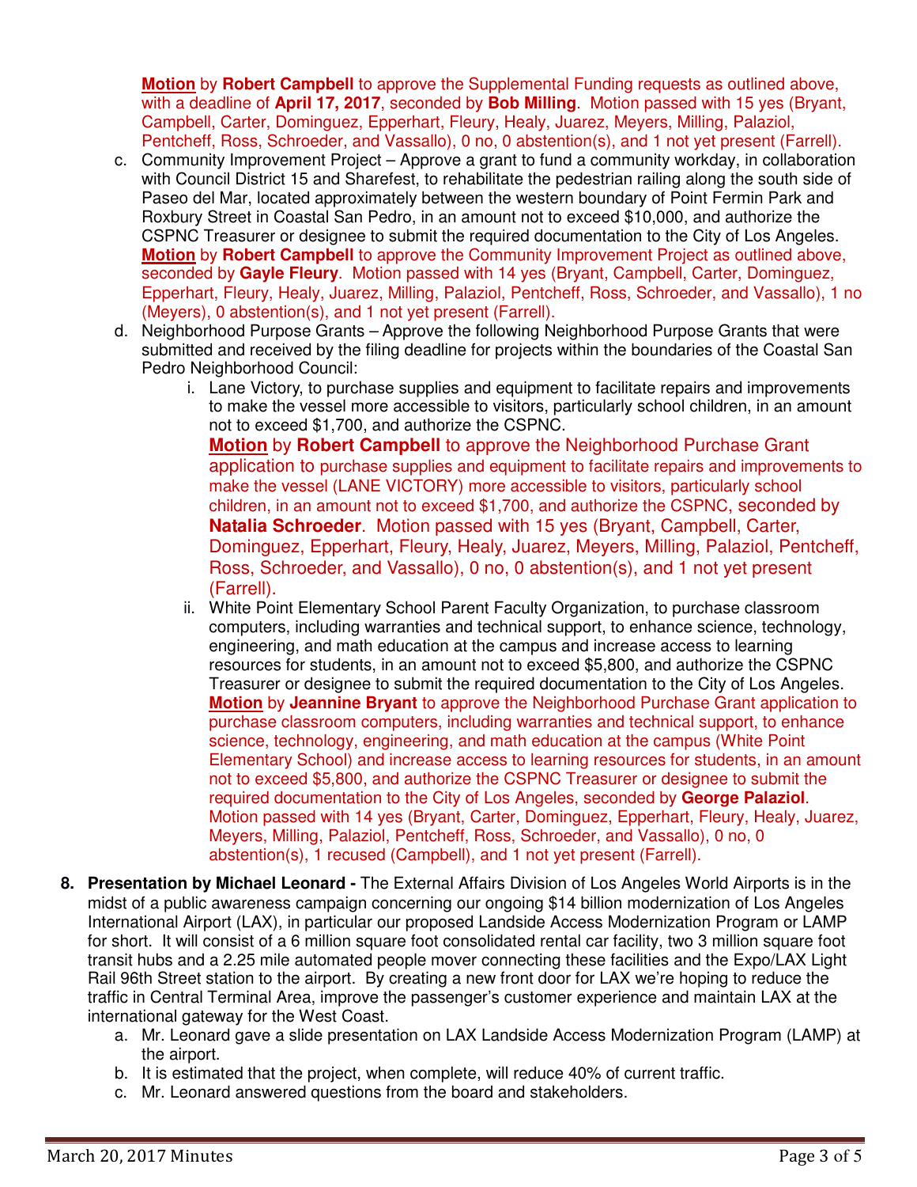**Motion** by **Robert Campbell** to approve the Supplemental Funding requests as outlined above, with a deadline of **April 17, 2017**, seconded by **Bob Milling**. Motion passed with 15 yes (Bryant, Campbell, Carter, Dominguez, Epperhart, Fleury, Healy, Juarez, Meyers, Milling, Palaziol, Pentcheff, Ross, Schroeder, and Vassallo), 0 no, 0 abstention(s), and 1 not yet present (Farrell).

c. Community Improvement Project – Approve a grant to fund a community workday, in collaboration with Council District 15 and Sharefest, to rehabilitate the pedestrian railing along the south side of Paseo del Mar, located approximately between the western boundary of Point Fermin Park and Roxbury Street in Coastal San Pedro, in an amount not to exceed $10,000, and authorize the CSPNC Treasurer or designee to submit the required documentation to the City of Los Angeles.
**Motion** by **Robert Campbell** to approve the Community Improvement Project as outlined above, seconded by **Gayle Fleury**. Motion passed with 14 yes (Bryant, Campbell, Carter, Dominguez, Epperhart, Fleury, Healy, Juarez, Milling, Palaziol, Pentcheff, Ross, Schroeder, and Vassallo), 1 no (Meyers), 0 abstention(s), and 1 not yet present (Farrell).

d. Neighborhood Purpose Grants – Approve the following Neighborhood Purpose Grants that were submitted and received by the filing deadline for projects within the boundaries of the Coastal San Pedro Neighborhood Council:

   i. Lane Victory, to purchase supplies and equipment to facilitate repairs and improvements to make the vessel more accessible to visitors, particularly school children, in an amount not to exceed $1,700, and authorize the CSPNC.
   **Motion** by **Robert Campbell** to approve the Neighborhood Purchase Grant application to purchase supplies and equipment to facilitate repairs and improvements to make the vessel (LANE VICTORY) more accessible to visitors, particularly school children, in an amount not to exceed $1,700, and authorize the CSPNC, seconded by **Natalia Schroeder**. Motion passed with 15 yes (Bryant, Campbell, Carter, Dominguez, Epperhart, Fleury, Healy, Juarez, Meyers, Milling, Palaziol, Pentcheff, Ross, Schroeder, and Vassallo), 0 no, 0 abstention(s), and 1 not yet present (Farrell).

   ii. White Point Elementary School Parent Faculty Organization, to purchase classroom computers, including warranties and technical support, to enhance science, technology, engineering, and math education at the campus and increase access to learning resources for students, in an amount not to exceed $5,800, and authorize the CSPNC Treasurer or designee to submit the required documentation to the City of Los Angeles.
   **Motion** by **Jeannine Bryant** to approve the Neighborhood Purchase Grant application to purchase classroom computers, including warranties and technical support, to enhance science, technology, engineering, and math education at the campus (White Point Elementary School) and increase access to learning resources for students, in an amount not to exceed $5,800, and authorize the CSPNC Treasurer or designee to submit the required documentation to the City of Los Angeles, seconded by **George Palaziol**. Motion passed with 14 yes (Bryant, Carter, Dominguez, Epperhart, Fleury, Healy, Juarez, Meyers, Milling, Palaziol, Pentcheff, Ross, Schroeder, and Vassallo), 0 no, 0 abstention(s), 1 recused (Campbell), and 1 not yet present (Farrell).

8. **Presentation by Michael Leonard -** The External Affairs Division of Los Angeles World Airports is in the midst of a public awareness campaign concerning our ongoing $14 billion modernization of Los Angeles International Airport (LAX), in particular our proposed Landside Access Modernization Program or LAMP for short. It will consist of a 6 million square foot consolidated rental car facility, two 3 million square foot transit hubs and a 2.25 mile automated people mover connecting these facilities and the Expo/LAX Light Rail 96th Street station to the airport. By creating a new front door for LAX we're hoping to reduce the traffic in Central Terminal Area, improve the passenger's customer experience and maintain LAX at the international gateway for the West Coast.
   a. Mr. Leonard gave a slide presentation on LAX Landside Access Modernization Program (LAMP) at the airport.
   b. It is estimated that the project, when complete, will reduce 40% of current traffic.
   c. Mr. Leonard answered questions from the board and stakeholders.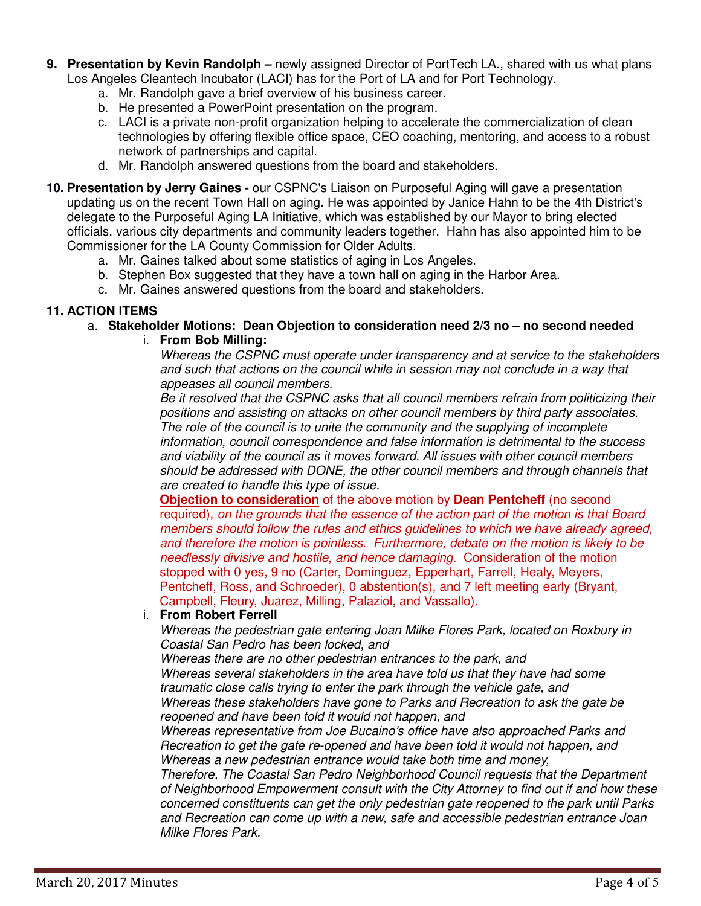9. **Presentation by Kevin Randolph –** newly assigned Director of PortTech LA., shared with us what plans Los Angeles Cleantech Incubator (LACI) has for the Port of LA and for Port Technology.
    a. Mr. Randolph gave a brief overview of his business career.
    b. He presented a PowerPoint presentation on the program.
    c. LACI is a private non-profit organization helping to accelerate the commercialization of clean technologies by offering flexible office space, CEO coaching, mentoring, and access to a robust network of partnerships and capital.
    d. Mr. Randolph answered questions from the board and stakeholders.

10. **Presentation by Jerry Gaines -** our CSPNC's Liaison on Purposeful Aging will gave a presentation updating us on the recent Town Hall on aging. He was appointed by Janice Hahn to be the 4th District's delegate to the Purposeful Aging LA Initiative, which was established by our Mayor to bring elected officials, various city departments and community leaders together. Hahn has also appointed him to be Commissioner for the LA County Commission for Older Adults.
    a. Mr. Gaines talked about some statistics of aging in Los Angeles.
    b. Stephen Box suggested that they have a town hall on aging in the Harbor Area.
    c. Mr. Gaines answered questions from the board and stakeholders.

**11. ACTION ITEMS**

a. **Stakeholder Motions: Dean Objection to consideration need 2/3 no – no second needed**

i. **From Bob Milling:**

*Whereas the CSPNC must operate under transparency and at service to the stakeholders and such that actions on the council while in session may not conclude in a way that appeases all council members.*

*Be it resolved that the CSPNC asks that all council members refrain from politicizing their positions and assisting on attacks on other council members by third party associates. The role of the council is to unite the community and the supplying of incomplete information, council correspondence and false information is detrimental to the success and viability of the council as it moves forward. All issues with other council members should be addressed with DONE, the other council members and through channels that are created to handle this type of issue.*

**Objection to consideration** of the above motion by **Dean Pentcheff** (no second required), *on the grounds that the essence of the action part of the motion is that Board members should follow the rules and ethics guidelines to which we have already agreed, and therefore the motion is pointless. Furthermore, debate on the motion is likely to be needlessly divisive and hostile, and hence damaging.* Consideration of the motion stopped with 0 yes, 9 no (Carter, Dominguez, Epperhart, Farrell, Healy, Meyers, Pentcheff, Ross, and Schroeder), 0 abstention(s), and 7 left meeting early (Bryant, Campbell, Fleury, Juarez, Milling, Palaziol, and Vassallo).

i. **From Robert Ferrell**

*Whereas the pedestrian gate entering Joan Milke Flores Park, located on Roxbury in Coastal San Pedro has been locked, and*

*Whereas there are no other pedestrian entrances to the park, and*

*Whereas several stakeholders in the area have told us that they have had some traumatic close calls trying to enter the park through the vehicle gate, and*

*Whereas these stakeholders have gone to Parks and Recreation to ask the gate be reopened and have been told it would not happen, and*

*Whereas representative from Joe Bucaino's office have also approached Parks and Recreation to get the gate re-opened and have been told it would not happen, and*

*Whereas a new pedestrian entrance would take both time and money,*

*Therefore, The Coastal San Pedro Neighborhood Council requests that the Department of Neighborhood Empowerment consult with the City Attorney to find out if and how these concerned constituents can get the only pedestrian gate reopened to the park until Parks and Recreation can come up with a new, safe and accessible pedestrian entrance Joan Milke Flores Park.*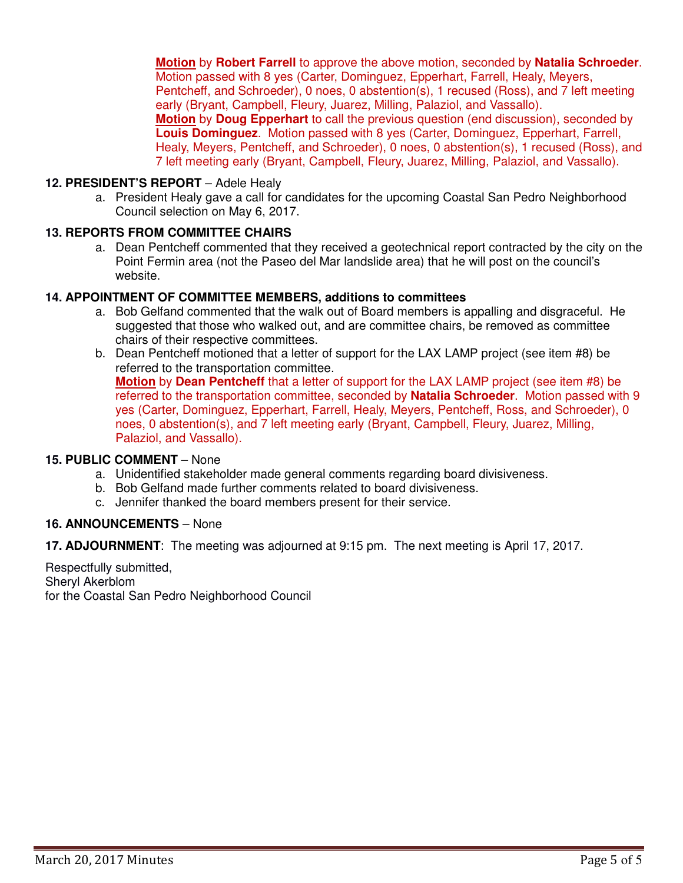**Motion** by **Robert Farrell** to approve the above motion, seconded by **Natalia Schroeder**. Motion passed with 8 yes (Carter, Dominguez, Epperhart, Farrell, Healy, Meyers, Pentcheff, and Schroeder), 0 noes, 0 abstention(s), 1 recused (Ross), and 7 left meeting early (Bryant, Campbell, Fleury, Juarez, Milling, Palaziol, and Vassallo).
**Motion** by **Doug Epperhart** to call the previous question (end discussion), seconded by **Louis Dominguez**. Motion passed with 8 yes (Carter, Dominguez, Epperhart, Farrell, Healy, Meyers, Pentcheff, and Schroeder), 0 noes, 0 abstention(s), 1 recused (Ross), and 7 left meeting early (Bryant, Campbell, Fleury, Juarez, Milling, Palaziol, and Vassallo).

**12. PRESIDENT'S REPORT** – Adele Healy

a. President Healy gave a call for candidates for the upcoming Coastal San Pedro Neighborhood Council selection on May 6, 2017.

**13. REPORTS FROM COMMITTEE CHAIRS**

a. Dean Pentcheff commented that they received a geotechnical report contracted by the city on the Point Fermin area (not the Paseo del Mar landslide area) that he will post on the council's website.

**14. APPOINTMENT OF COMMITTEE MEMBERS, additions to committees**

a. Bob Gelfand commented that the walk out of Board members is appalling and disgraceful. He suggested that those who walked out, and are committee chairs, be removed as committee chairs of their respective committees.

b. Dean Pentcheff motioned that a letter of support for the LAX LAMP project (see item #8) be referred to the transportation committee.
**Motion** by **Dean Pentcheff** that a letter of support for the LAX LAMP project (see item #8) be referred to the transportation committee, seconded by **Natalia Schroeder**. Motion passed with 9 yes (Carter, Dominguez, Epperhart, Farrell, Healy, Meyers, Pentcheff, Ross, and Schroeder), 0 noes, 0 abstention(s), and 7 left meeting early (Bryant, Campbell, Fleury, Juarez, Milling, Palaziol, and Vassallo).

**15. PUBLIC COMMENT** – None

a. Unidentified stakeholder made general comments regarding board divisiveness.
b. Bob Gelfand made further comments related to board divisiveness.
c. Jennifer thanked the board members present for their service.

**16. ANNOUNCEMENTS** – None

**17. ADJOURNMENT**: The meeting was adjourned at 9:15 pm. The next meeting is April 17, 2017.

Respectfully submitted,
Sheryl Akerblom
for the Coastal San Pedro Neighborhood Council